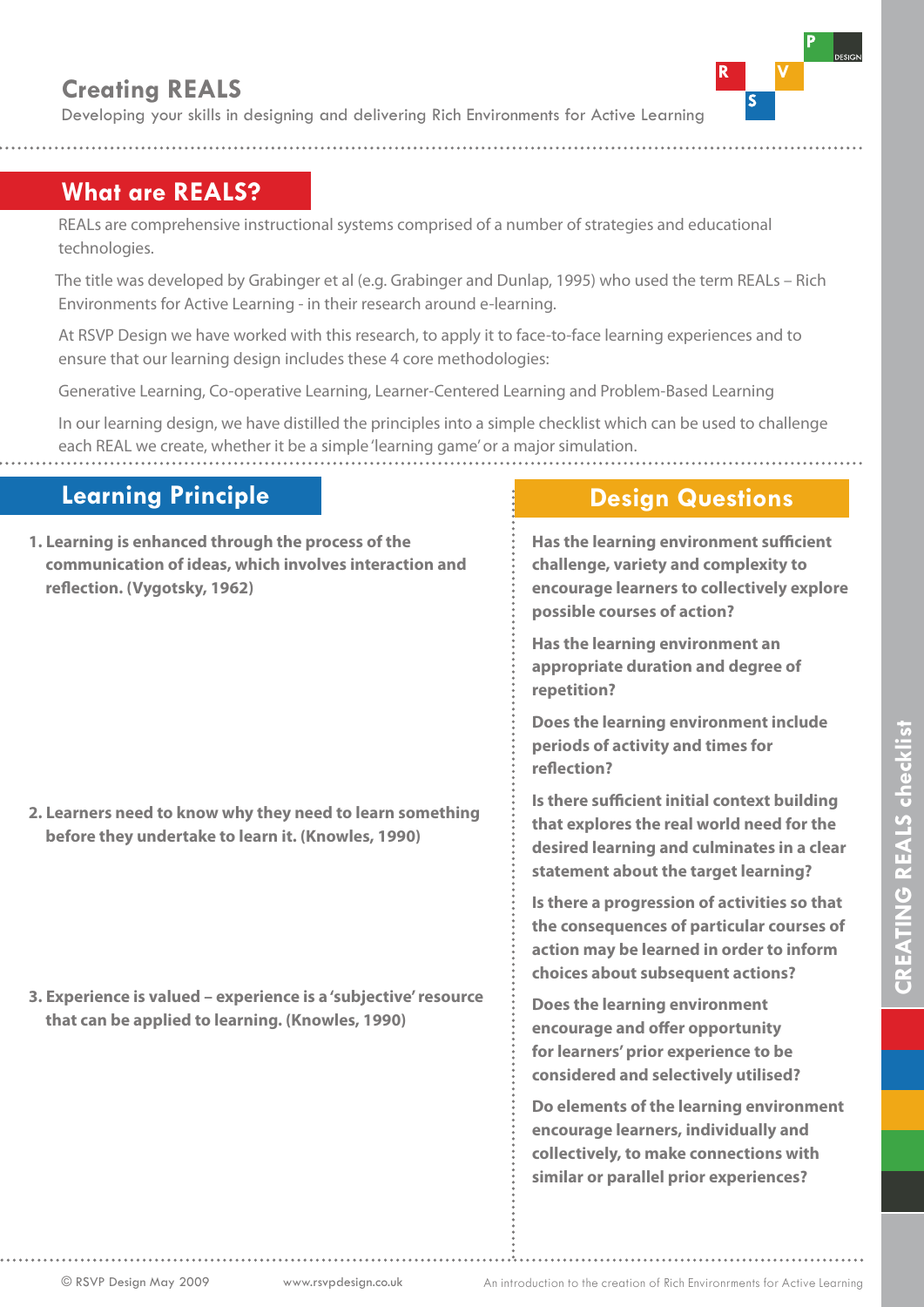# Creating REALS

Developing your skills in designing and delivering Rich Environments for Active Learning

## What are REALS?

REALs are comprehensive instructional systems comprised of a number of strategies and educational technologies.

The title was developed by Grabinger et al (e.g. Grabinger and Dunlap, 1995) who used the term REALs – Rich Environments for Active Learning - in their research around e-learning.

At RSVP Design we have worked with this research, to apply it to face-to-face learning experiences and to ensure that our learning design includes these 4 core methodologies:

Generative Learning, Co-operative Learning, Learner-Centered Learning and Problem-Based Learning

In our learning design, we have distilled the principles into a simple checklist which can be used to challenge each REAL we create, whether it be a simple 'learning game' or a major simulation.

| Learning Principle | Design Questions |
| --- | --- |
| **1. Learning is enhanced through the process of the communication of ideas, which involves interaction and reflection. (Vygotsky, 1962)** | **Has the learning environment sufficient challenge, variety and complexity to encourage learners to collectively explore possible courses of action?**<br><br>**Has the learning environment an appropriate duration and degree of repetition?**<br><br>**Does the learning environment include periods of activity and times for reflection?** |
| **2. Learners need to know why they need to learn something before they undertake to learn it. (Knowles, 1990)** | **Is there sufficient initial context building that explores the real world need for the desired learning and culminates in a clear statement about the target learning?**<br><br>**Is there a progression of activities so that the consequences of particular courses of action may be learned in order to inform choices about subsequent actions?** |
| **3. Experience is valued – experience is a 'subjective' resource that can be applied to learning. (Knowles, 1990)** | **Does the learning environment encourage and offer opportunity for learners' prior experience to be considered and selectively utilised?**<br><br>**Do elements of the learning environment encourage learners, individually and collectively, to make connections with similar or parallel prior experiences?** |

CREATING REALS checklist

© RSVP Design May 2009 www.rsvpdesign.co.uk An introduction to the creation of Rich Environrments for Active Learning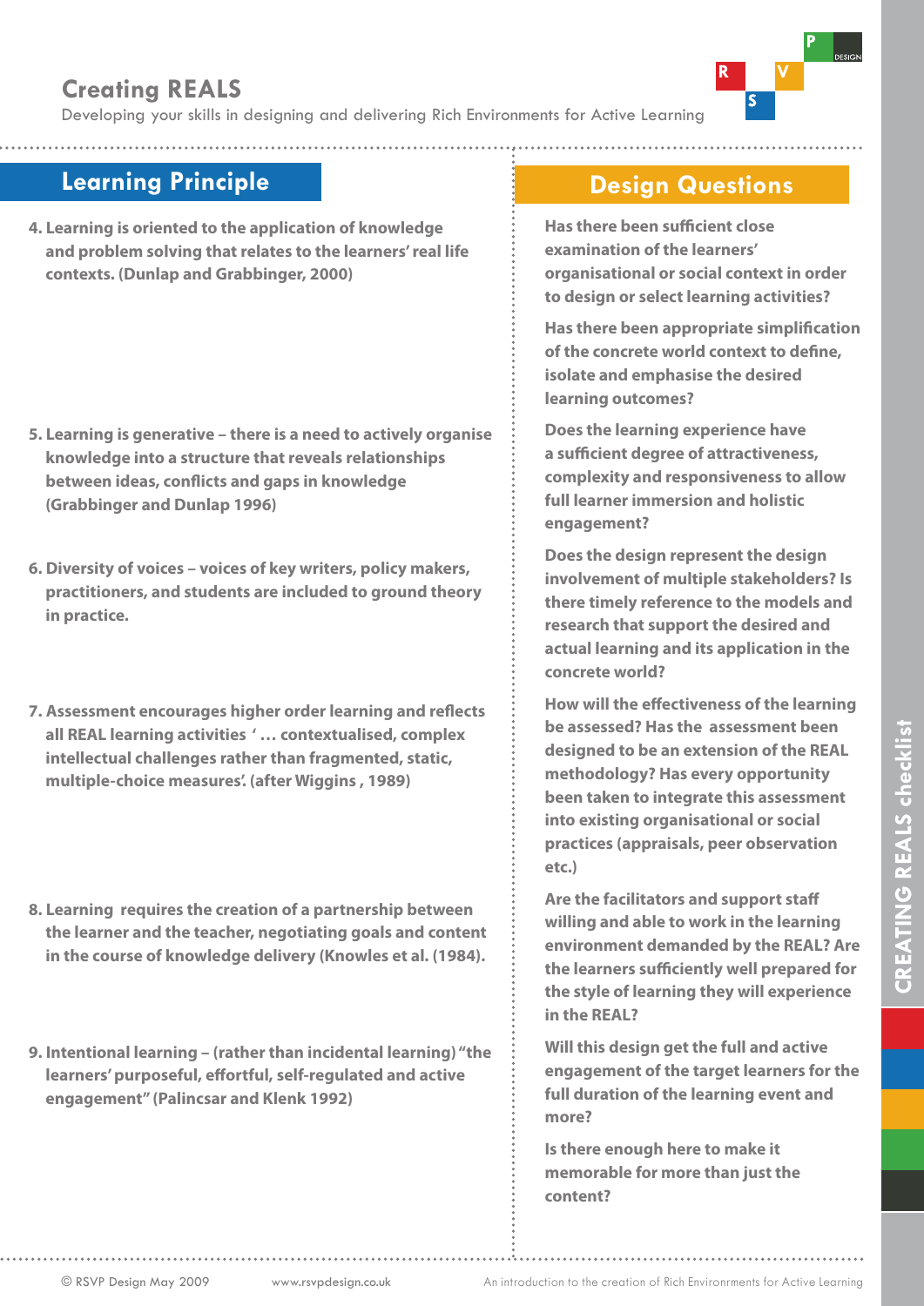# Creating REALS

Developing your skills in designing and delivering Rich Environments for Active Learning

| Learning Principle | Design Questions |
| --- | --- |
| 4. Learning is oriented to the application of knowledge and problem solving that relates to the learners' real life contexts. (Dunlap and Grabbinger, 2000) | Has there been sufficient close examination of the learners' organisational or social context in order to design or select learning activities?<br><br>Has there been appropriate simplification of the concrete world context to define, isolate and emphasise the desired learning outcomes? |
| 5. Learning is generative – there is a need to actively organise knowledge into a structure that reveals relationships between ideas, conflicts and gaps in knowledge (Grabbinger and Dunlap 1996) | Does the learning experience have a sufficient degree of attractiveness, complexity and responsiveness to allow full learner immersion and holistic engagement? |
| 6. Diversity of voices – voices of key writers, policy makers, practitioners, and students are included to ground theory in practice. | Does the design represent the design involvement of multiple stakeholders? Is there timely reference to the models and research that support the desired and actual learning and its application in the concrete world? |
| 7. Assessment encourages higher order learning and reflects all REAL learning activities '… contextualised, complex intellectual challenges rather than fragmented, static, multiple-choice measures'. (after Wiggins , 1989) | How will the effectiveness of the learning be assessed? Has the assessment been designed to be an extension of the REAL methodology? Has every opportunity been taken to integrate this assessment into existing organisational or social practices (appraisals, peer observation etc.) |
| 8. Learning requires the creation of a partnership between the learner and the teacher, negotiating goals and content in the course of knowledge delivery (Knowles et al. (1984). | Are the facilitators and support staff willing and able to work in the learning environment demanded by the REAL? Are the learners sufficiently well prepared for the style of learning they will experience in the REAL? |
| 9. Intentional learning – (rather than incidental learning) "the learners' purposeful, effortful, self-regulated and active engagement" (Palincsar and Klenk 1992) | Will this design get the full and active engagement of the target learners for the full duration of the learning event and more?<br><br>Is there enough here to make it memorable for more than just the content? |

CREATING REALS checklist

© RSVP Design May 2009 www.rsvpdesign.co.uk An introduction to the creation of Rich Environrments for Active Learning